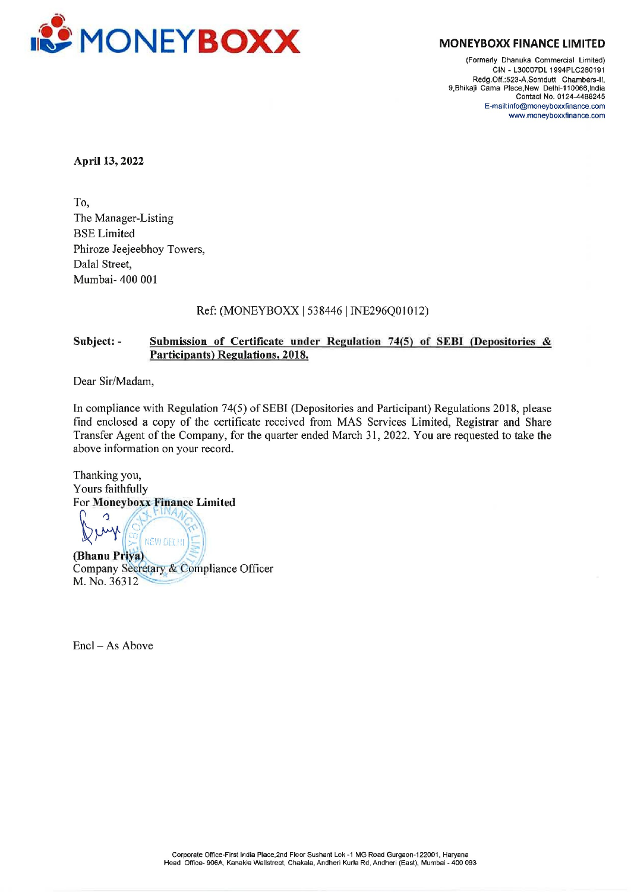**MONEYBOXX**

**MONEYBOXX FINANCE LIMITED**

(Formerly Dhanuka Commercial Limited)
CIN - L30007DL1994PLC260191
Redg.Off.:523-A,Somdutt Chambers-II,
9,Bhikaji Cama Place,New Delhi-110066,India
Contact No. 0124-4488245
E-mail:info@moneyboxxfinance.com
www.moneyboxxfinance.com

**April 13, 2022**

To,
The Manager-Listing
BSE Limited
Phiroze Jeejeebhoy Towers,
Dalal Street,
Mumbai- 400 001

Ref: (MONEYBOXX | 538446 | INE296Q01012)

**Subject: -** **Submission of Certificate under Regulation 74(5) of SEBI (Depositories & Participants) Regulations, 2018.**

Dear Sir/Madam,

In compliance with Regulation 74(5) of SEBI (Depositories and Participant) Regulations 2018, please find enclosed a copy of the certificate received from MAS Services Limited, Registrar and Share Transfer Agent of the Company, for the quarter ended March 31, 2022. You are requested to take the above information on your record.

Thanking you,
Yours faithfully
For **Moneyboxx Finance Limited**

**(Bhanu Priya)**
Company Secretary & Compliance Officer
M. No. 36312

Encl – As Above

Corporate Office-First India Place,2nd Floor Sushant Lok -1 MG Road Gurgaon-122001, Haryana
Head Office- 906A, Kanakia Wallstreet, Chakala, Andheri Kurla Rd, Andheri (East), Mumbai - 400 093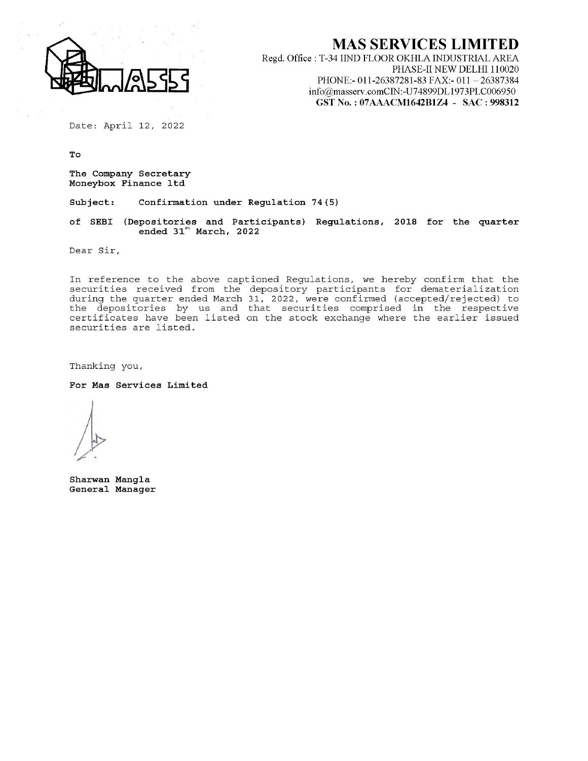# MAS SERVICES LIMITED

Regd. Office : T-34 IIND FLOOR OKHLA INDUSTRIAL AREA
PHASE-II NEW DELHI 110020
PHONE:- 011-26387281-83 FAX:- 011 – 26387384
info@masserv.comCIN:-U74899DL1973PLC006950
**GST No. : 07AAACM1642B1Z4 - SAC : 998312**

Date: April 12, 2022

**To**

**The Company Secretary**
**Moneybox Finance ltd**

**Subject: Confirmation under Regulation 74(5) of SEBI (Depositories and Participants) Regulations, 2018 for the quarter ended 31st March, 2022**

Dear Sir,

In reference to the above captioned Regulations, we hereby confirm that the securities received from the depository participants for dematerialization during the quarter ended March 31, 2022, were confirmed (accepted/rejected) to the depositories by us and that securities comprised in the respective certificates have been listed on the stock exchange where the earlier issued securities are listed.

Thanking you,

**For Mas Services Limited**

**Sharwan Mangla**
**General Manager**